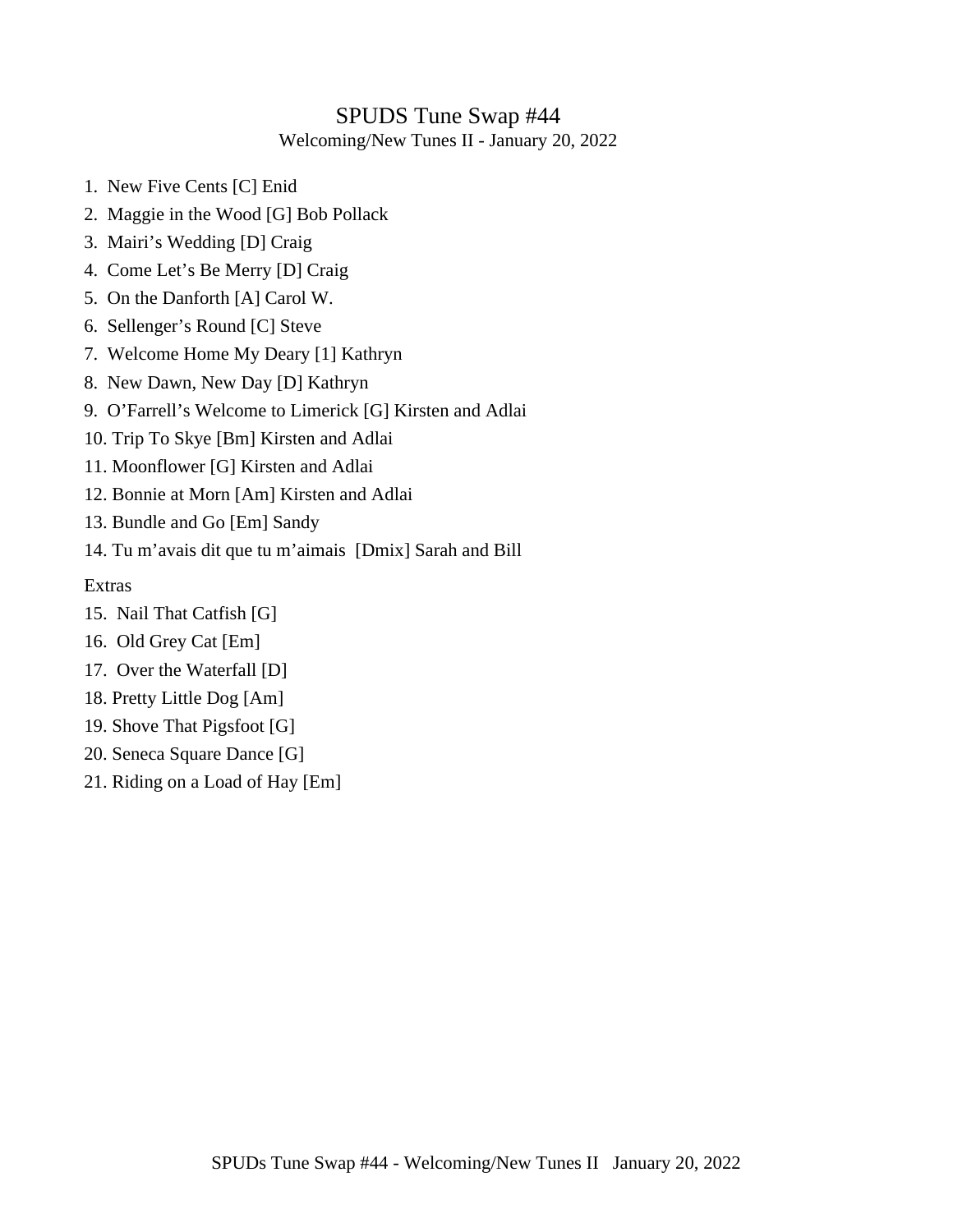# SPUDS Tune Swap #44

Welcoming/New Tunes II - January 20, 2022

1. New Five Cents [C] Enid
2. Maggie in the Wood [G] Bob Pollack
3. Mairi's Wedding [D] Craig
4. Come Let's Be Merry [D] Craig
5. On the Danforth [A] Carol W.
6. Sellenger's Round [C] Steve
7. Welcome Home My Deary [1] Kathryn
8. New Dawn, New Day [D] Kathryn
9. O'Farrell's Welcome to Limerick [G] Kirsten and Adlai
10. Trip To Skye [Bm] Kirsten and Adlai
11. Moonflower [G] Kirsten and Adlai
12. Bonnie at Morn [Am] Kirsten and Adlai
13. Bundle and Go [Em] Sandy
14. Tu m'avais dit que tu m'aimais [Dmix] Sarah and Bill

Extras

15. Nail That Catfish [G]
16. Old Grey Cat [Em]
17. Over the Waterfall [D]
18. Pretty Little Dog [Am]
19. Shove That Pigsfoot [G]
20. Seneca Square Dance [G]
21. Riding on a Load of Hay [Em]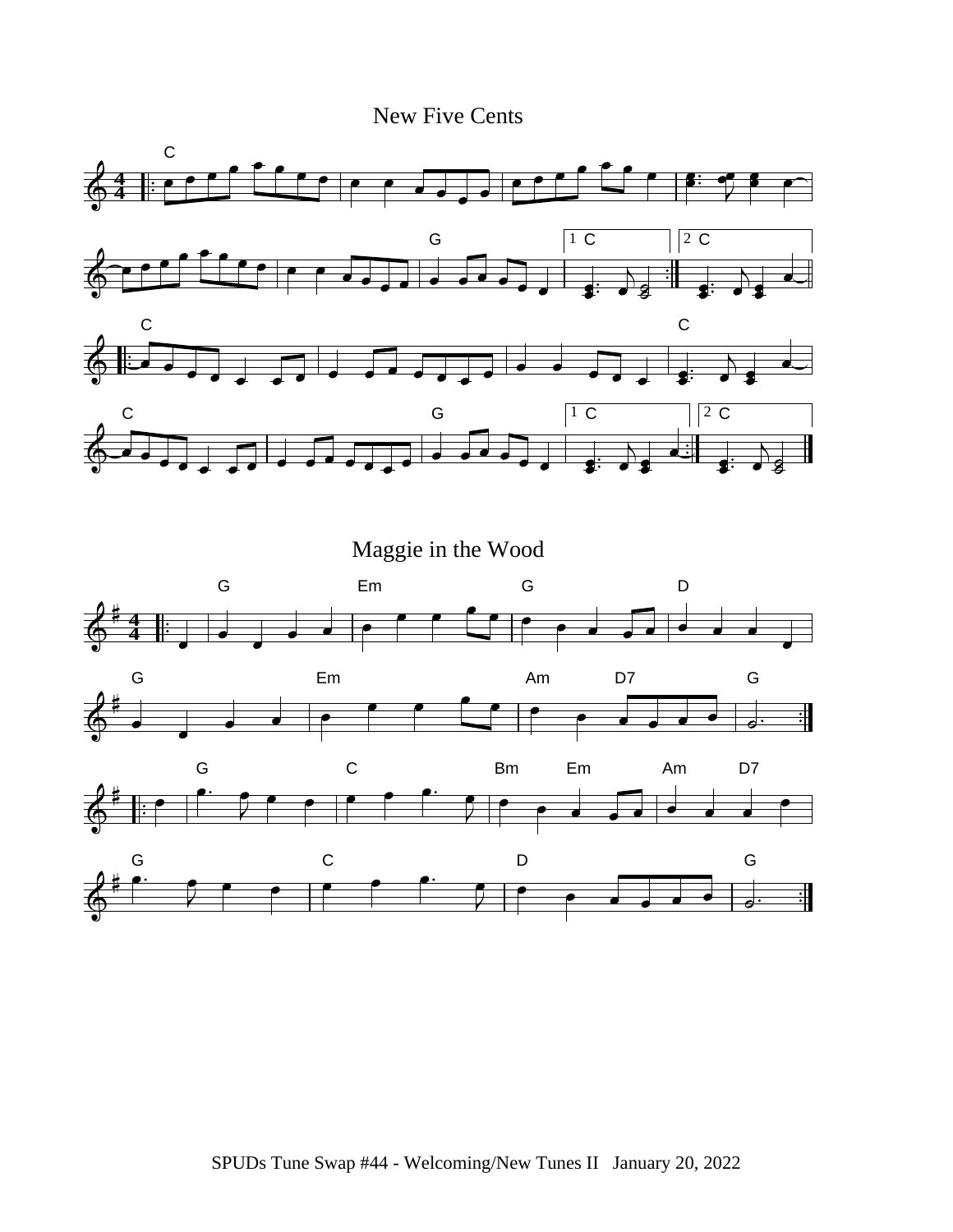## New Five Cents

## Maggie in the Wood

SPUDs Tune Swap #44 - Welcoming/New Tunes II January 20, 2022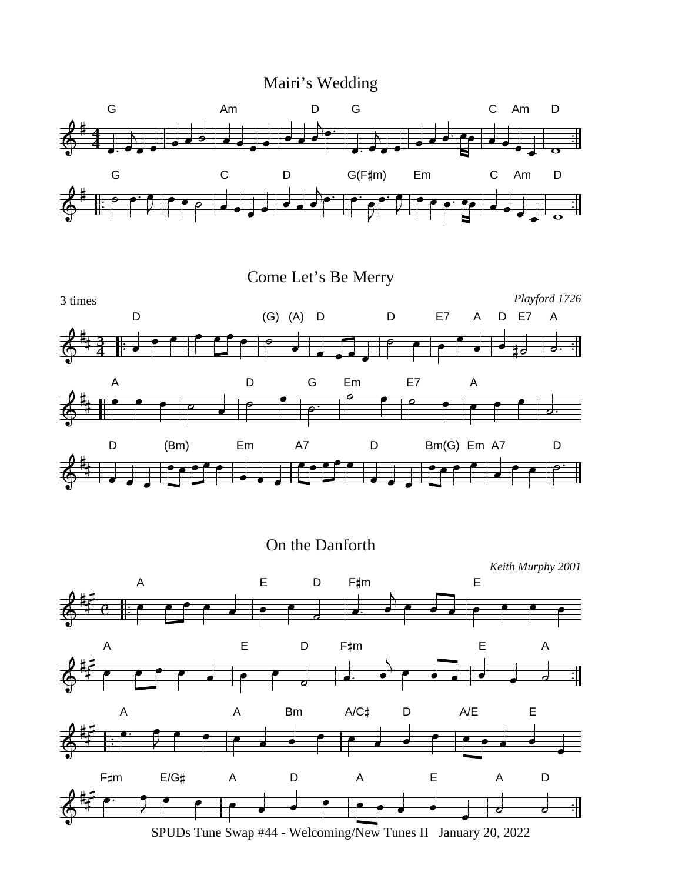## Mairi's Wedding

## Come Let's Be Merry

3 times

*Playford 1726*

## On the Danforth

*Keith Murphy 2001*

SPUDs Tune Swap #44 - Welcoming/New Tunes II   January 20, 2022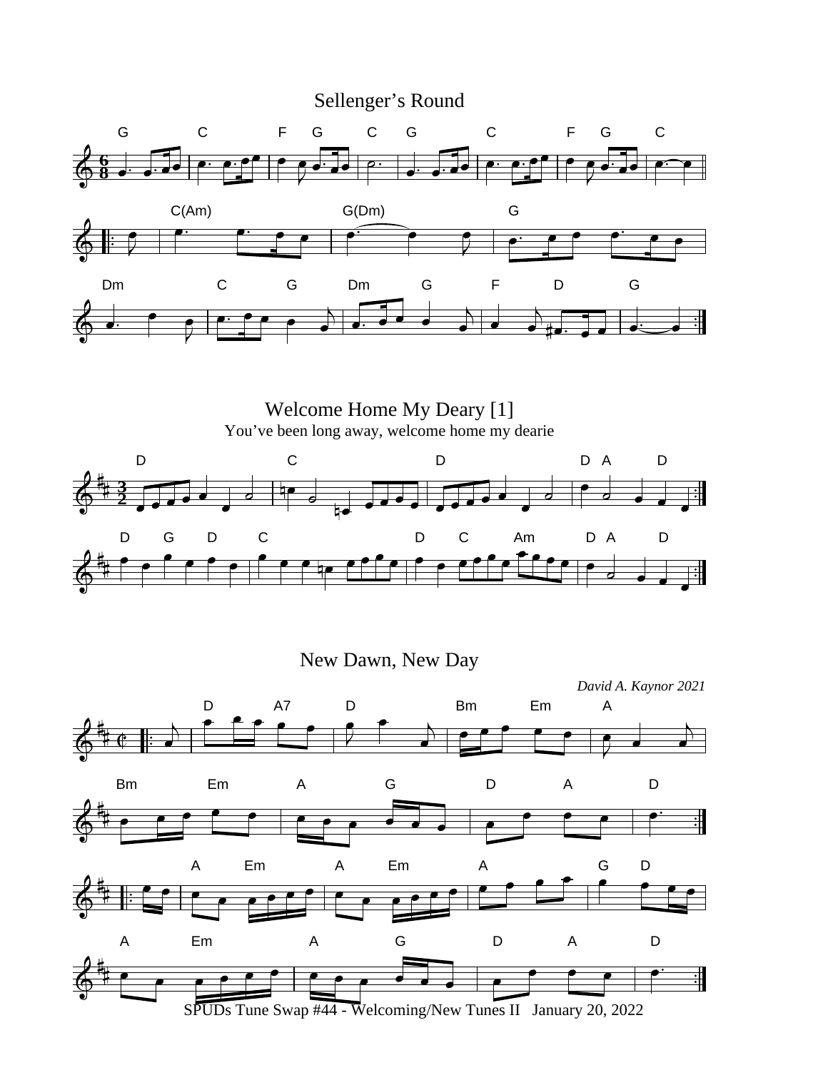## Sellenger's Round

## Welcome Home My Deary [1]

You've been long away, welcome home my dearie

## New Dawn, New Day

*David A. Kaynor 2021*

SPUDs Tune Swap #44 - Welcoming/New Tunes II January 20, 2022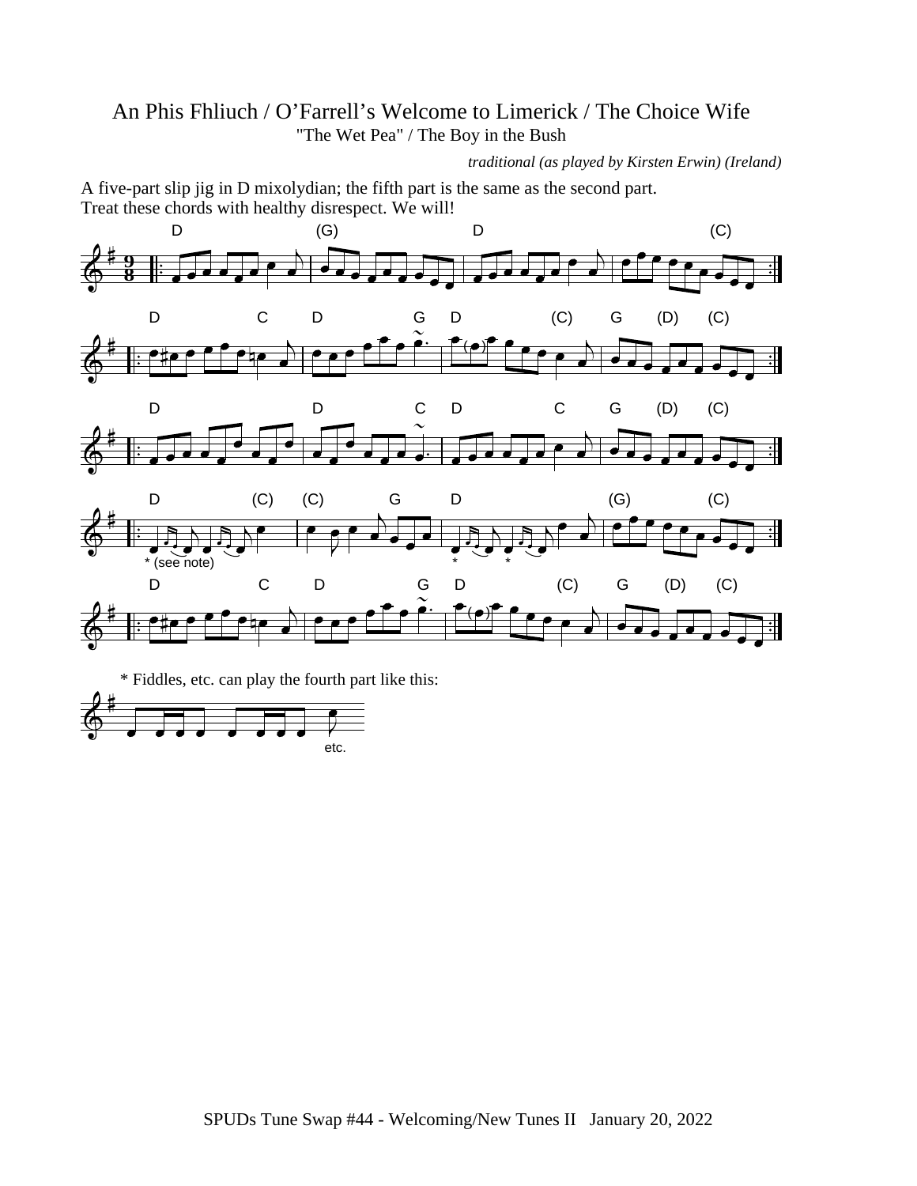# An Phis Fhliuch / O'Farrell's Welcome to Limerick / The Choice Wife

"The Wet Pea" / The Boy in the Bush

*traditional (as played by Kirsten Erwin) (Ireland)*

A five-part slip jig in D mixolydian; the fifth part is the same as the second part.
Treat these chords with healthy disrespect. We will!

* Fiddles, etc. can play the fourth part like this: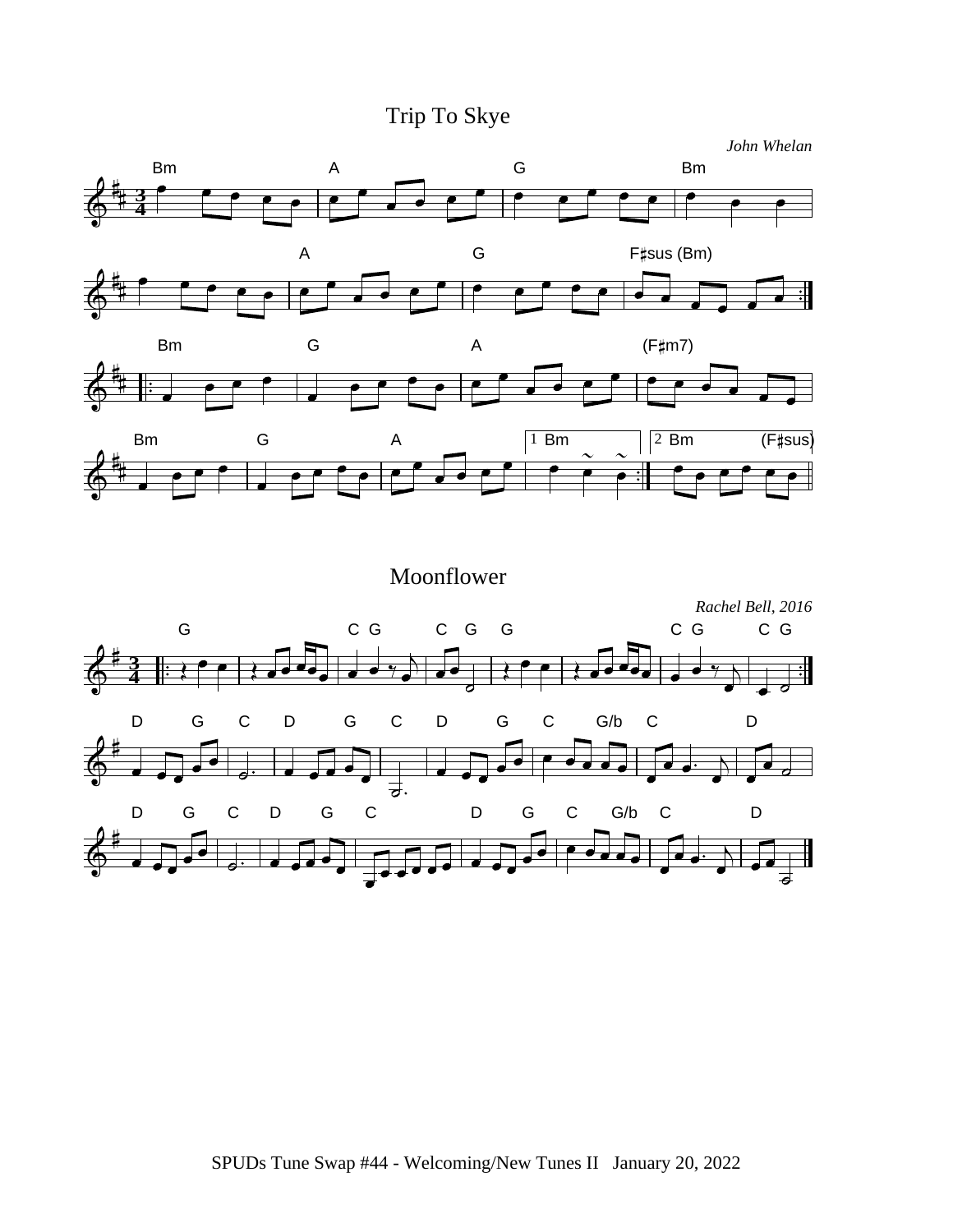# Trip To Skye

*John Whelan*

# Moonflower

*Rachel Bell, 2016*

SPUDs Tune Swap #44 - Welcoming/New Tunes II January 20, 2022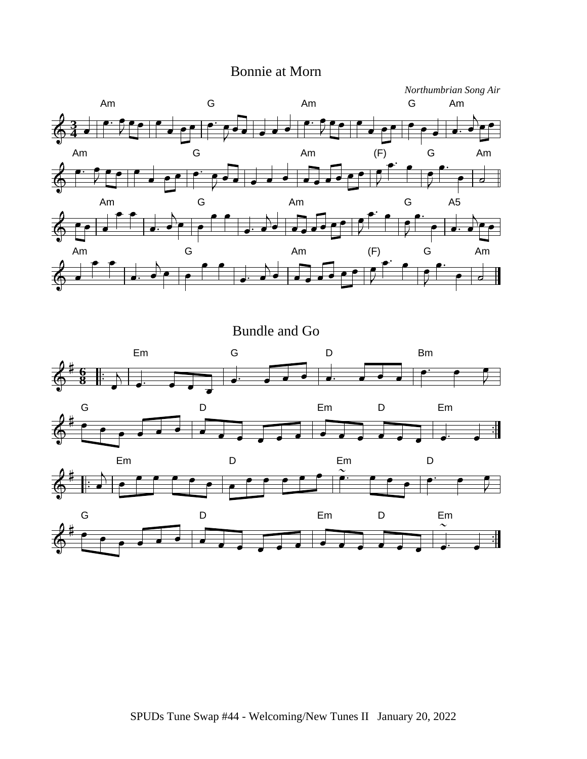## Bonnie at Morn

*Northumbrian Song Air*

## Bundle and Go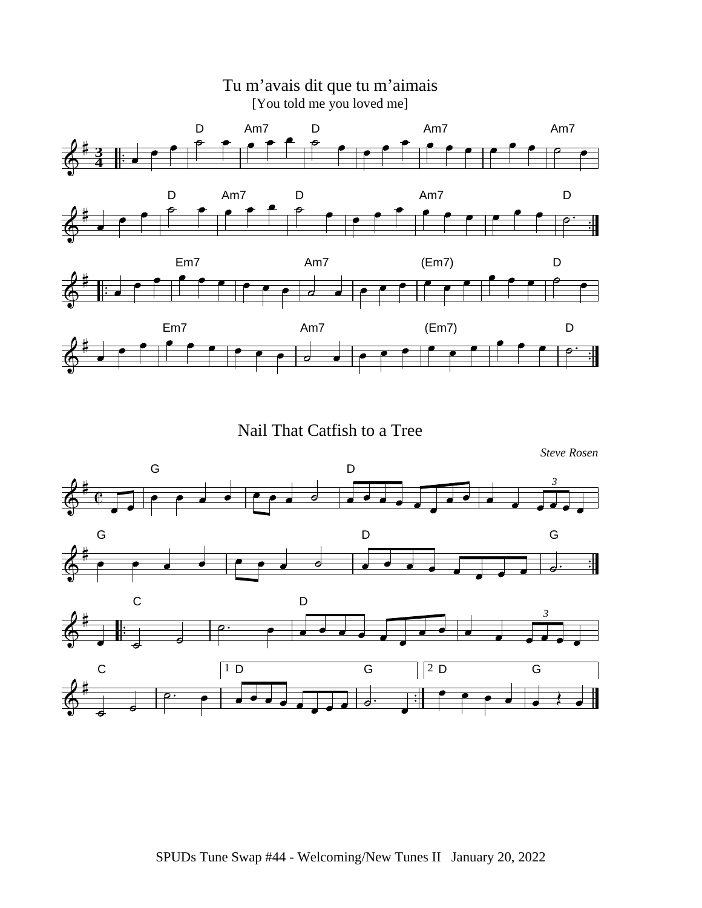## Tu m'avais dit que tu m'aimais

[You told me you loved me]

## Nail That Catfish to a Tree

*Steve Rosen*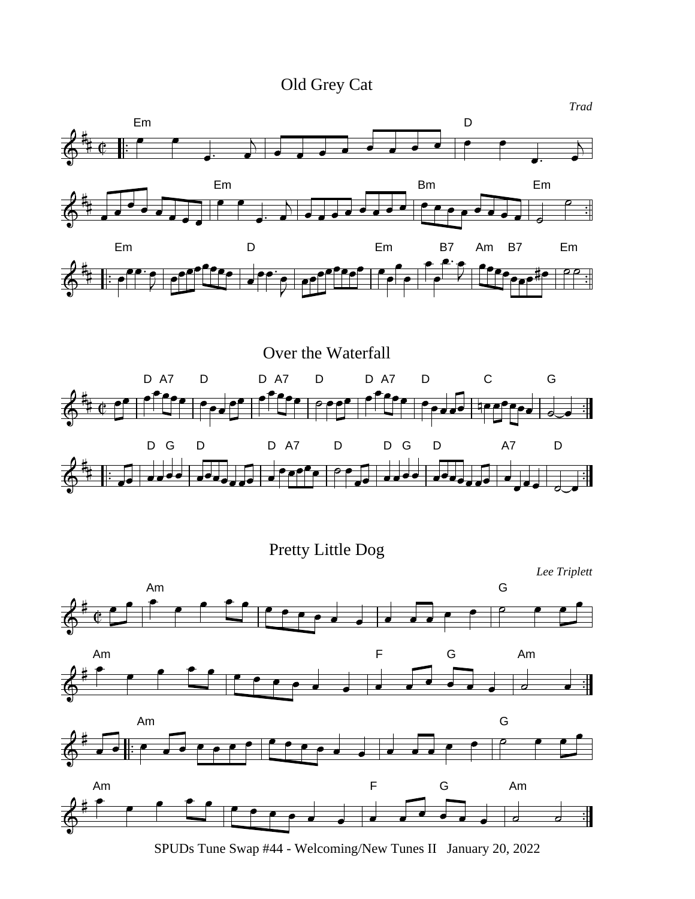# Old Grey Cat

*Trad*

# Over the Waterfall

# Pretty Little Dog

*Lee Triplett*

SPUDs Tune Swap #44 - Welcoming/New Tunes II   January 20, 2022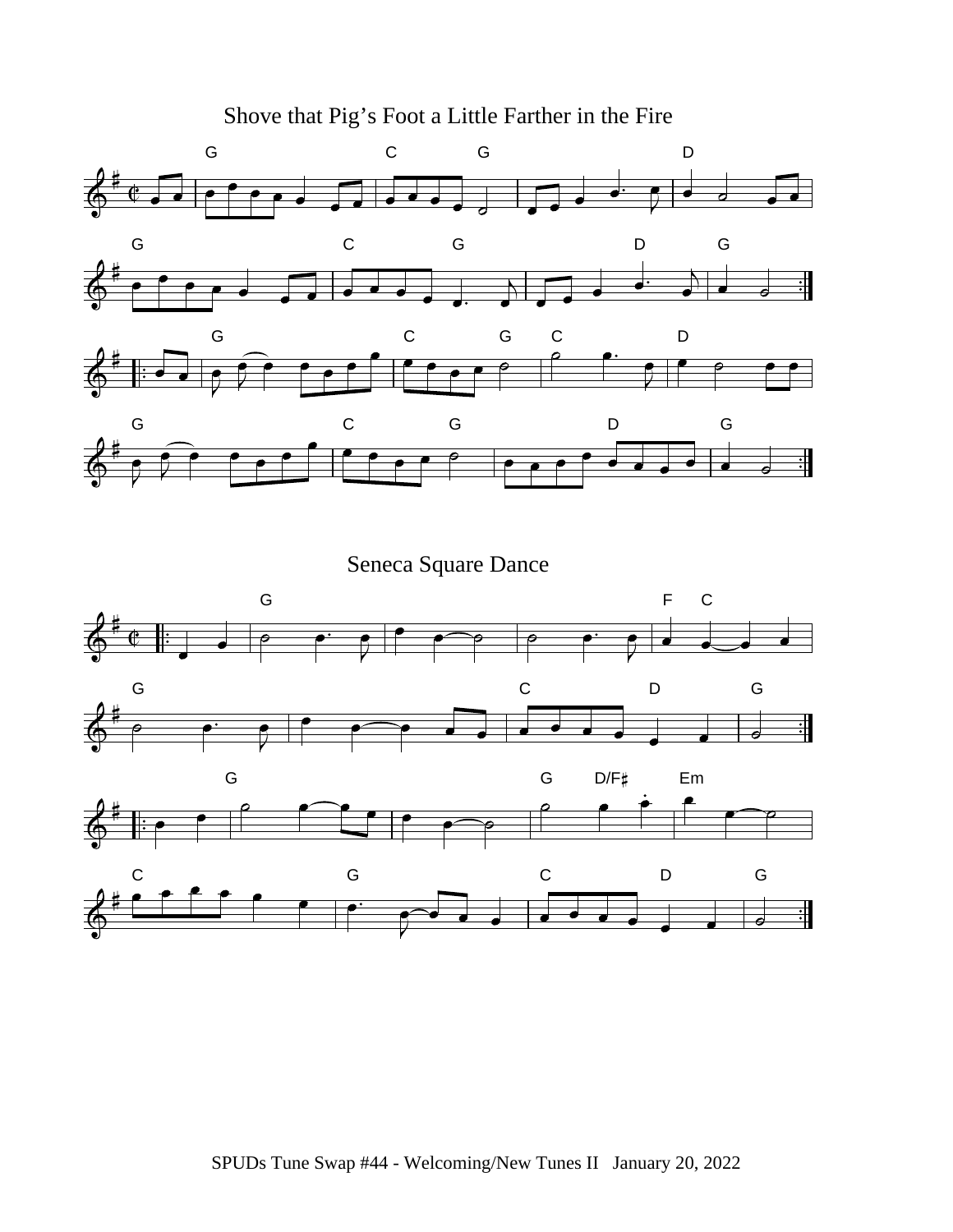## Shove that Pig's Foot a Little Farther in the Fire

## Seneca Square Dance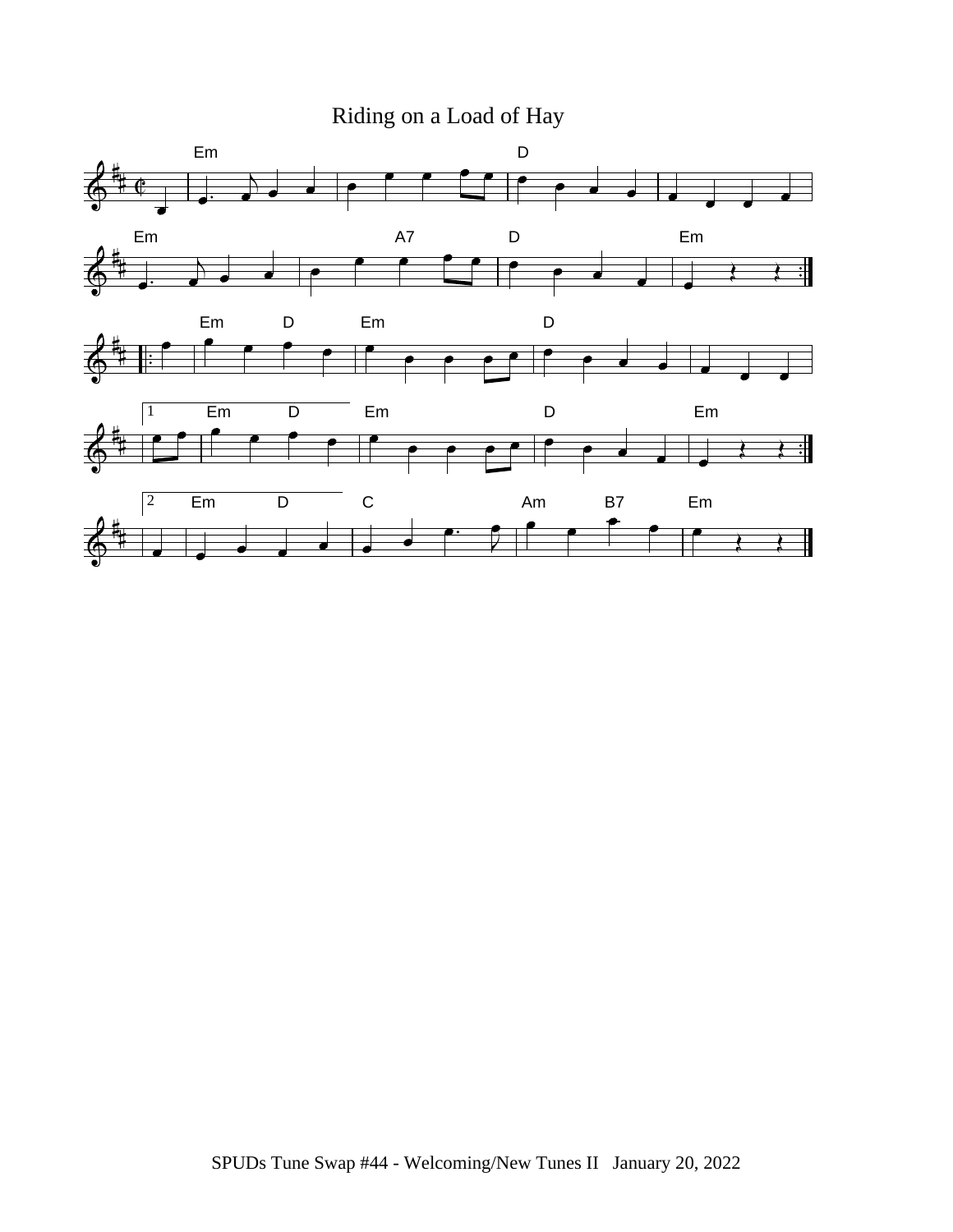# Riding on a Load of Hay

SPUDs Tune Swap #44 - Welcoming/New Tunes II January 20, 2022